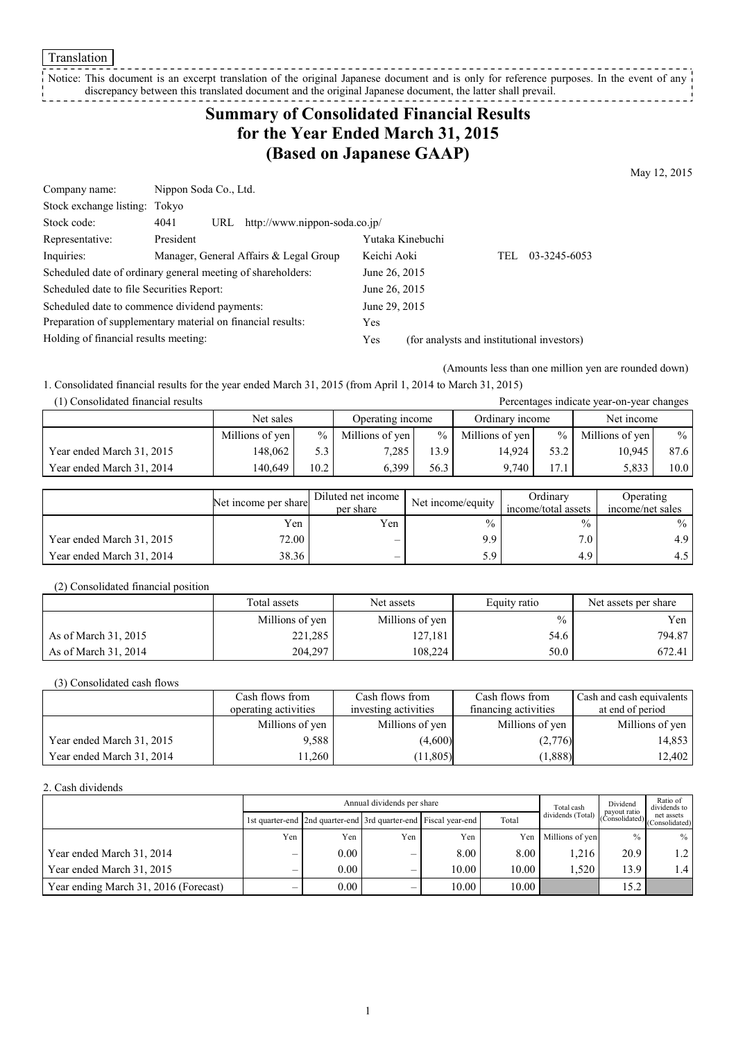Translation

Notice: This document is an excerpt translation of the original Japanese document and is only for reference purposes. In the event of any discrepancy between this translated document and the original Japanese document, the latter shall prevail.

# Summary of Consolidated Financial Results for the Year Ended March 31, 2015 (Based on Japanese GAAP)

May 12, 2015

| | | |
|---|---|---|
| Company name: | Nippon Soda Co., Ltd. | |
| Stock exchange listing: | Tokyo | |
| Stock code: | 4041 URL http://www.nippon-soda.co.jp/ | |
| Representative: | President | Yutaka Kinebuchi |
| Inquiries: | Manager, General Affairs & Legal Group | Keichi Aoki TEL 03-3245-6053 |

Scheduled date of ordinary general meeting of shareholders: June 26, 2015
Scheduled date to file Securities Report: June 26, 2015
Scheduled date to commence dividend payments: June 29, 2015
Preparation of supplementary material on financial results: Yes
Holding of financial results meeting: Yes (for analysts and institutional investors)

(Amounts less than one million yen are rounded down)

1. Consolidated financial results for the year ended March 31, 2015 (from April 1, 2014 to March 31, 2015)

(1) Consolidated financial results

Percentages indicate year-on-year changes

| | Net sales | | Operating income | | Ordinary income | | Net income | |
|---|---|---|---|---|---|---|---|---|
| | Millions of yen | % | Millions of yen | % | Millions of yen | % | Millions of yen | % |
| Year ended March 31, 2015 | 148,062 | 5.3 | 7,285 | 13.9 | 14,924 | 53.2 | 10,945 | 87.6 |
| Year ended March 31, 2014 | 140,649 | 10.2 | 6,399 | 56.3 | 9,740 | 17.1 | 5,833 | 10.0 |

| | Net income per share | Diluted net income per share | Net income/equity | Ordinary income/total assets | Operating income/net sales |
|---|---|---|---|---|---|
| | Yen | Yen | % | % | % |
| Year ended March 31, 2015 | 72.00 | – | 9.9 | 7.0 | 4.9 |
| Year ended March 31, 2014 | 38.36 | – | 5.9 | 4.9 | 4.5 |

(2) Consolidated financial position

| | Total assets | Net assets | Equity ratio | Net assets per share |
|---|---|---|---|---|
| | Millions of yen | Millions of yen | % | Yen |
| As of March 31, 2015 | 221,285 | 127,181 | 54.6 | 794.87 |
| As of March 31, 2014 | 204,297 | 108,224 | 50.0 | 672.41 |

(3) Consolidated cash flows

| | Cash flows from operating activities | Cash flows from investing activities | Cash flows from financing activities | Cash and cash equivalents at end of period |
|---|---|---|---|---|
| | Millions of yen | Millions of yen | Millions of yen | Millions of yen |
| Year ended March 31, 2015 | 9,588 | (4,600) | (2,776) | 14,853 |
| Year ended March 31, 2014 | 11,260 | (11,805) | (1,888) | 12,402 |

2. Cash dividends

| | Annual dividends per share | | | | | Total cash dividends (Total) | Dividend payout ratio (Consolidated) | Ratio of dividends to net assets (Consolidated) |
|---|---|---|---|---|---|---|---|---|
| | 1st quarter-end | 2nd quarter-end | 3rd quarter-end | Fiscal year-end | Total | | | |
| | Yen | Yen | Yen | Yen | Yen | Millions of yen | % | % |
| Year ended March 31, 2014 | – | 0.00 | – | 8.00 | 8.00 | 1,216 | 20.9 | 1.2 |
| Year ended March 31, 2015 | – | 0.00 | – | 10.00 | 10.00 | 1,520 | 13.9 | 1.4 |
| Year ending March 31, 2016 (Forecast) | – | 0.00 | – | 10.00 | 10.00 | | 15.2 | |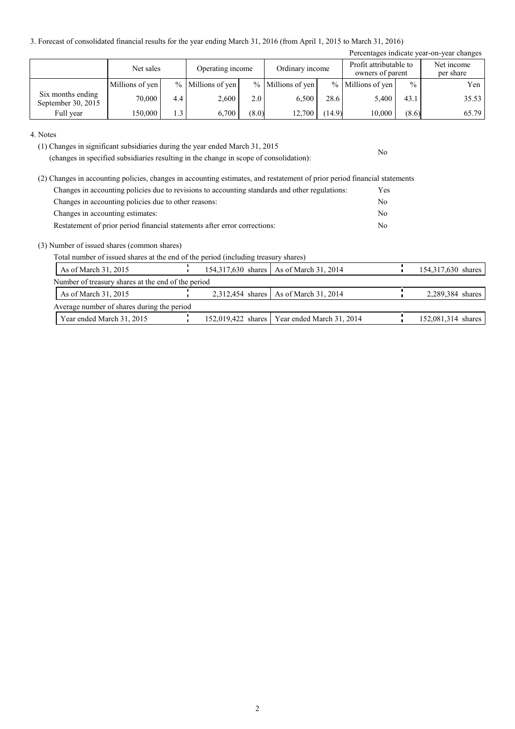3. Forecast of consolidated financial results for the year ending March 31, 2016 (from April 1, 2015 to March 31, 2016)

Percentages indicate year-on-year changes

| | Net sales | | Operating income | | Ordinary income | | Profit attributable to owners of parent | | Net income per share |
|---|---|---|---|---|---|---|---|---|---|
| | Millions of yen | % | Millions of yen | % | Millions of yen | % | Millions of yen | % | Yen |
| Six months ending September 30, 2015 | 70,000 | 4.4 | 2,600 | 2.0 | 6,500 | 28.6 | 5,400 | 43.1 | 35.53 |
| Full year | 150,000 | 1.3 | 6,700 | (8.0) | 12,700 | (14.9) | 10,000 | (8.6) | 65.79 |

4. Notes

(1) Changes in significant subsidiaries during the year ended March 31, 2015 (changes in specified subsidiaries resulting in the change in scope of consolidation): No

(2) Changes in accounting policies, changes in accounting estimates, and restatement of prior period financial statements

| | |
|---|---|
| Changes in accounting policies due to revisions to accounting standards and other regulations: | Yes |
| Changes in accounting policies due to other reasons: | No |
| Changes in accounting estimates: | No |
| Restatement of prior period financial statements after error corrections: | No |

(3) Number of issued shares (common shares)

Total number of issued shares at the end of the period (including treasury shares)

| | | | |
|---|---|---|---|
| As of March 31, 2015 | 154,317,630 shares | As of March 31, 2014 | 154,317,630 shares |

Number of treasury shares at the end of the period

| | | | |
|---|---|---|---|
| As of March 31, 2015 | 2,312,454 shares | As of March 31, 2014 | 2,289,384 shares |

Average number of shares during the period

| | | | |
|---|---|---|---|
| Year ended March 31, 2015 | 152,019,422 shares | Year ended March 31, 2014 | 152,081,314 shares |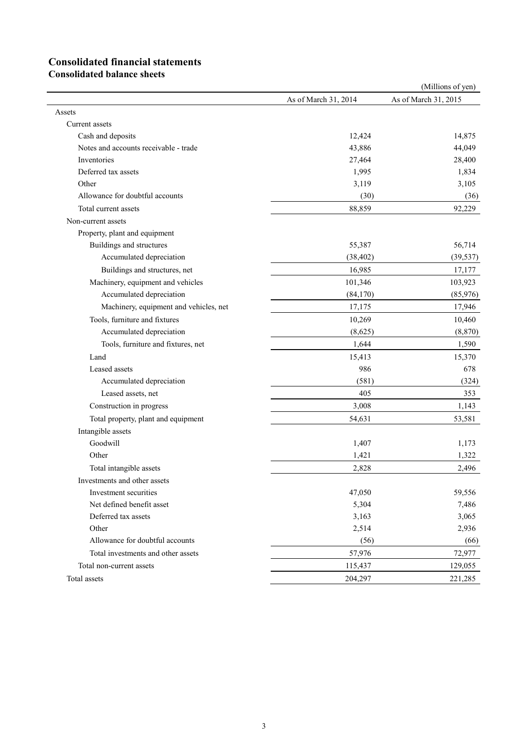# Consolidated financial statements

## Consolidated balance sheets

(Millions of yen)

| | As of March 31, 2014 | As of March 31, 2015 |
|---|---|---|
| Assets | | |
| Current assets | | |
| Cash and deposits | 12,424 | 14,875 |
| Notes and accounts receivable - trade | 43,886 | 44,049 |
| Inventories | 27,464 | 28,400 |
| Deferred tax assets | 1,995 | 1,834 |
| Other | 3,119 | 3,105 |
| Allowance for doubtful accounts | (30) | (36) |
| Total current assets | 88,859 | 92,229 |
| Non-current assets | | |
| Property, plant and equipment | | |
| Buildings and structures | 55,387 | 56,714 |
| Accumulated depreciation | (38,402) | (39,537) |
| Buildings and structures, net | 16,985 | 17,177 |
| Machinery, equipment and vehicles | 101,346 | 103,923 |
| Accumulated depreciation | (84,170) | (85,976) |
| Machinery, equipment and vehicles, net | 17,175 | 17,946 |
| Tools, furniture and fixtures | 10,269 | 10,460 |
| Accumulated depreciation | (8,625) | (8,870) |
| Tools, furniture and fixtures, net | 1,644 | 1,590 |
| Land | 15,413 | 15,370 |
| Leased assets | 986 | 678 |
| Accumulated depreciation | (581) | (324) |
| Leased assets, net | 405 | 353 |
| Construction in progress | 3,008 | 1,143 |
| Total property, plant and equipment | 54,631 | 53,581 |
| Intangible assets | | |
| Goodwill | 1,407 | 1,173 |
| Other | 1,421 | 1,322 |
| Total intangible assets | 2,828 | 2,496 |
| Investments and other assets | | |
| Investment securities | 47,050 | 59,556 |
| Net defined benefit asset | 5,304 | 7,486 |
| Deferred tax assets | 3,163 | 3,065 |
| Other | 2,514 | 2,936 |
| Allowance for doubtful accounts | (56) | (66) |
| Total investments and other assets | 57,976 | 72,977 |
| Total non-current assets | 115,437 | 129,055 |
| Total assets | 204,297 | 221,285 |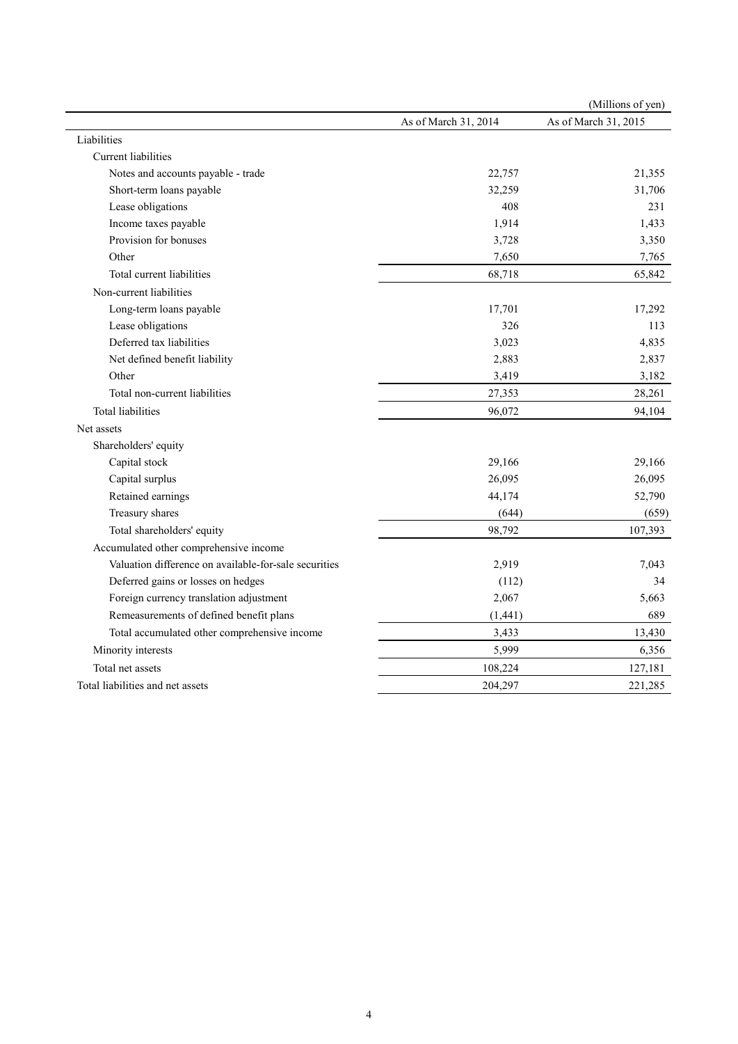(Millions of yen)

| | As of March 31, 2014 | As of March 31, 2015 |
|---|---|---|
| Liabilities | | |
| Current liabilities | | |
| Notes and accounts payable - trade | 22,757 | 21,355 |
| Short-term loans payable | 32,259 | 31,706 |
| Lease obligations | 408 | 231 |
| Income taxes payable | 1,914 | 1,433 |
| Provision for bonuses | 3,728 | 3,350 |
| Other | 7,650 | 7,765 |
| Total current liabilities | 68,718 | 65,842 |
| Non-current liabilities | | |
| Long-term loans payable | 17,701 | 17,292 |
| Lease obligations | 326 | 113 |
| Deferred tax liabilities | 3,023 | 4,835 |
| Net defined benefit liability | 2,883 | 2,837 |
| Other | 3,419 | 3,182 |
| Total non-current liabilities | 27,353 | 28,261 |
| Total liabilities | 96,072 | 94,104 |
| Net assets | | |
| Shareholders' equity | | |
| Capital stock | 29,166 | 29,166 |
| Capital surplus | 26,095 | 26,095 |
| Retained earnings | 44,174 | 52,790 |
| Treasury shares | (644) | (659) |
| Total shareholders' equity | 98,792 | 107,393 |
| Accumulated other comprehensive income | | |
| Valuation difference on available-for-sale securities | 2,919 | 7,043 |
| Deferred gains or losses on hedges | (112) | 34 |
| Foreign currency translation adjustment | 2,067 | 5,663 |
| Remeasurements of defined benefit plans | (1,441) | 689 |
| Total accumulated other comprehensive income | 3,433 | 13,430 |
| Minority interests | 5,999 | 6,356 |
| Total net assets | 108,224 | 127,181 |
| Total liabilities and net assets | 204,297 | 221,285 |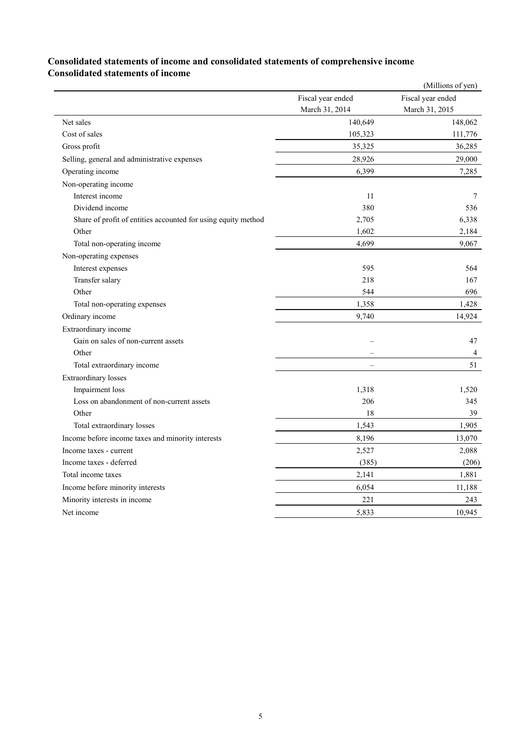# Consolidated statements of income and consolidated statements of comprehensive income

## Consolidated statements of income

(Millions of yen)

| | Fiscal year ended March 31, 2014 | Fiscal year ended March 31, 2015 |
|---|---|---|
| Net sales | 140,649 | 148,062 |
| Cost of sales | 105,323 | 111,776 |
| Gross profit | 35,325 | 36,285 |
| Selling, general and administrative expenses | 28,926 | 29,000 |
| Operating income | 6,399 | 7,285 |
| Non-operating income | | |
| Interest income | 11 | 7 |
| Dividend income | 380 | 536 |
| Share of profit of entities accounted for using equity method | 2,705 | 6,338 |
| Other | 1,602 | 2,184 |
| Total non-operating income | 4,699 | 9,067 |
| Non-operating expenses | | |
| Interest expenses | 595 | 564 |
| Transfer salary | 218 | 167 |
| Other | 544 | 696 |
| Total non-operating expenses | 1,358 | 1,428 |
| Ordinary income | 9,740 | 14,924 |
| Extraordinary income | | |
| Gain on sales of non-current assets | – | 47 |
| Other | – | 4 |
| Total extraordinary income | – | 51 |
| Extraordinary losses | | |
| Impairment loss | 1,318 | 1,520 |
| Loss on abandonment of non-current assets | 206 | 345 |
| Other | 18 | 39 |
| Total extraordinary losses | 1,543 | 1,905 |
| Income before income taxes and minority interests | 8,196 | 13,070 |
| Income taxes - current | 2,527 | 2,088 |
| Income taxes - deferred | (385) | (206) |
| Total income taxes | 2,141 | 1,881 |
| Income before minority interests | 6,054 | 11,188 |
| Minority interests in income | 221 | 243 |
| Net income | 5,833 | 10,945 |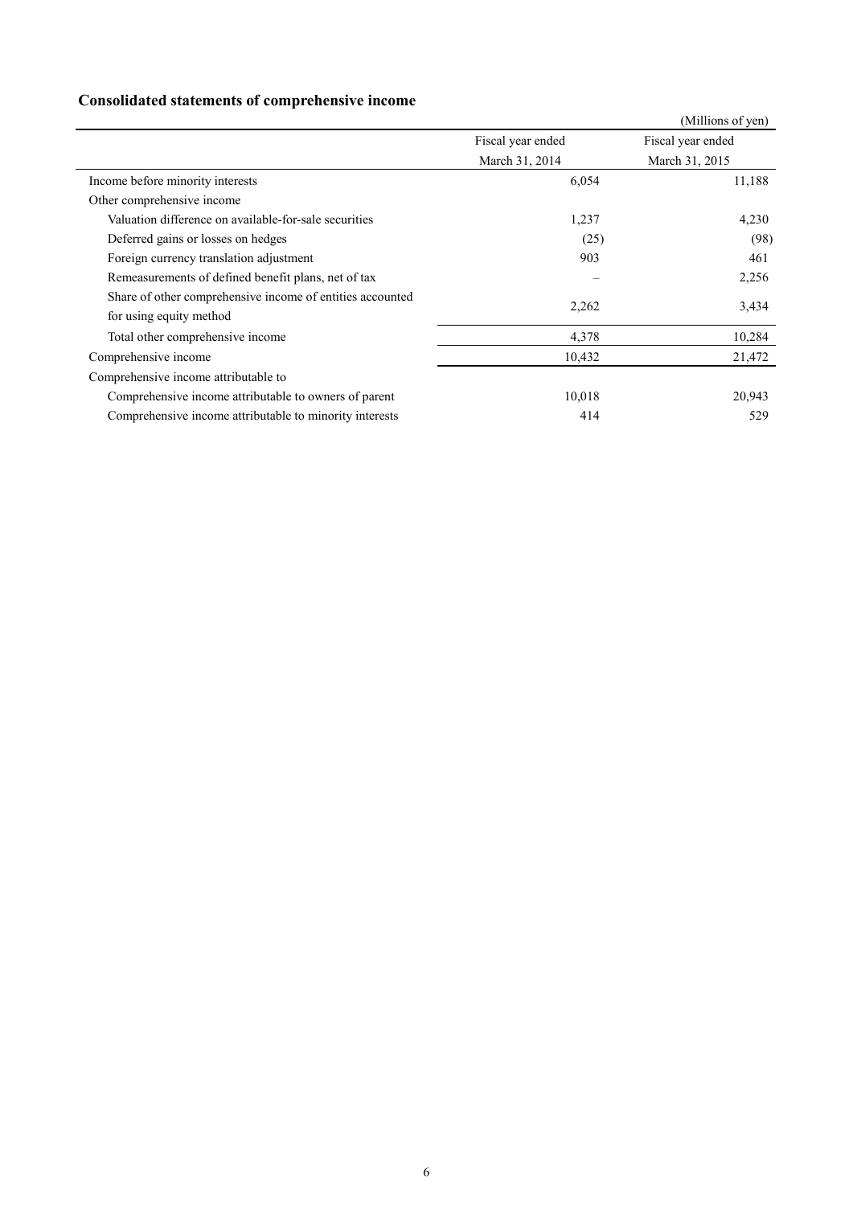## Consolidated statements of comprehensive income

(Millions of yen)

| | Fiscal year ended March 31, 2014 | Fiscal year ended March 31, 2015 |
|---|---|---|
| Income before minority interests | 6,054 | 11,188 |
| Other comprehensive income | | |
| Valuation difference on available-for-sale securities | 1,237 | 4,230 |
| Deferred gains or losses on hedges | (25) | (98) |
| Foreign currency translation adjustment | 903 | 461 |
| Remeasurements of defined benefit plans, net of tax | – | 2,256 |
| Share of other comprehensive income of entities accounted for using equity method | 2,262 | 3,434 |
| Total other comprehensive income | 4,378 | 10,284 |
| Comprehensive income | 10,432 | 21,472 |
| Comprehensive income attributable to | | |
| Comprehensive income attributable to owners of parent | 10,018 | 20,943 |
| Comprehensive income attributable to minority interests | 414 | 529 |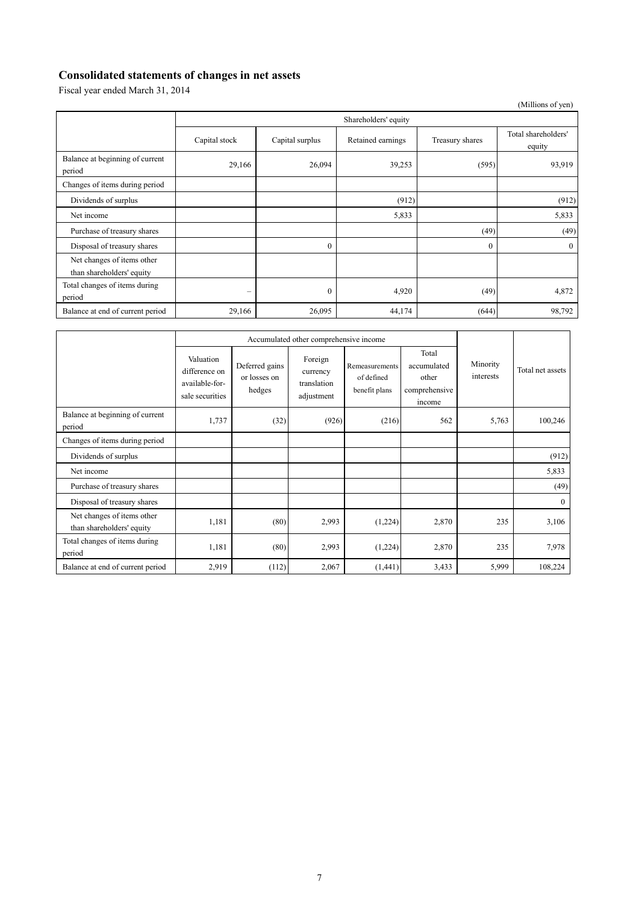## Consolidated statements of changes in net assets

Fiscal year ended March 31, 2014

(Millions of yen)

| | Shareholders' equity | | | | |
|---|---|---|---|---|---|
| | Capital stock | Capital surplus | Retained earnings | Treasury shares | Total shareholders' equity |
| Balance at beginning of current period | 29,166 | 26,094 | 39,253 | (595) | 93,919 |
| Changes of items during period | | | | | |
| Dividends of surplus | | | (912) | | (912) |
| Net income | | | 5,833 | | 5,833 |
| Purchase of treasury shares | | | | (49) | (49) |
| Disposal of treasury shares | | 0 | | 0 | 0 |
| Net changes of items other than shareholders' equity | | | | | |
| Total changes of items during period | – | 0 | 4,920 | (49) | 4,872 |
| Balance at end of current period | 29,166 | 26,095 | 44,174 | (644) | 98,792 |

| | Accumulated other comprehensive income | | | | | Minority interests | Total net assets |
|---|---|---|---|---|---|---|---|
| | Valuation difference on available-for-sale securities | Deferred gains or losses on hedges | Foreign currency translation adjustment | Remeasurements of defined benefit plans | Total accumulated other comprehensive income | | |
| Balance at beginning of current period | 1,737 | (32) | (926) | (216) | 562 | 5,763 | 100,246 |
| Changes of items during period | | | | | | | |
| Dividends of surplus | | | | | | | (912) |
| Net income | | | | | | | 5,833 |
| Purchase of treasury shares | | | | | | | (49) |
| Disposal of treasury shares | | | | | | | 0 |
| Net changes of items other than shareholders' equity | 1,181 | (80) | 2,993 | (1,224) | 2,870 | 235 | 3,106 |
| Total changes of items during period | 1,181 | (80) | 2,993 | (1,224) | 2,870 | 235 | 7,978 |
| Balance at end of current period | 2,919 | (112) | 2,067 | (1,441) | 3,433 | 5,999 | 108,224 |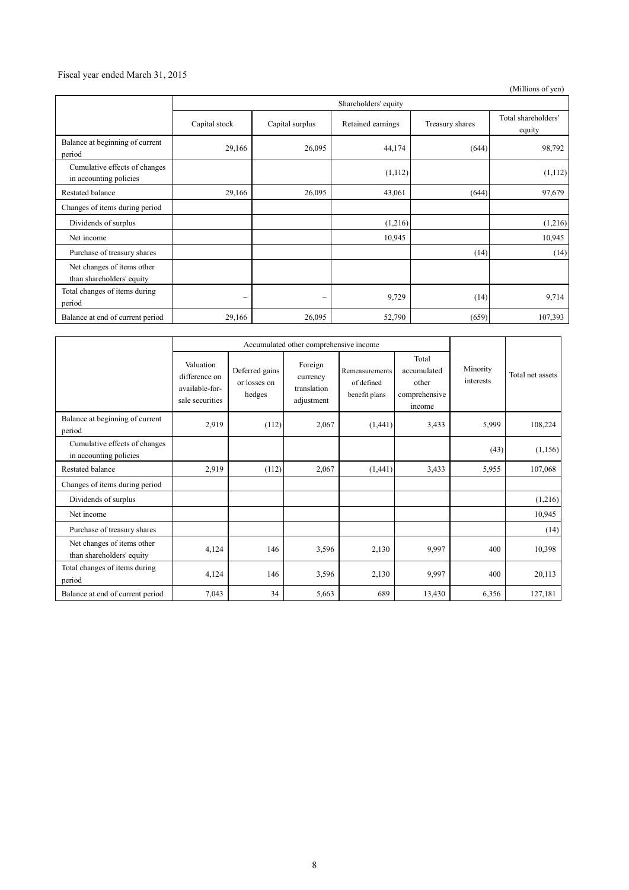Fiscal year ended March 31, 2015

(Millions of yen)

| | Shareholders' equity | | | | |
|---|---|---|---|---|---|
| | Capital stock | Capital surplus | Retained earnings | Treasury shares | Total shareholders' equity |
| Balance at beginning of current period | 29,166 | 26,095 | 44,174 | (644) | 98,792 |
| Cumulative effects of changes in accounting policies | | | (1,112) | | (1,112) |
| Restated balance | 29,166 | 26,095 | 43,061 | (644) | 97,679 |
| Changes of items during period | | | | | |
| Dividends of surplus | | | (1,216) | | (1,216) |
| Net income | | | 10,945 | | 10,945 |
| Purchase of treasury shares | | | | (14) | (14) |
| Net changes of items other than shareholders' equity | | | | | |
| Total changes of items during period | – | – | 9,729 | (14) | 9,714 |
| Balance at end of current period | 29,166 | 26,095 | 52,790 | (659) | 107,393 |

| | Accumulated other comprehensive income | | | | | Minority interests | Total net assets |
|---|---|---|---|---|---|---|---|
| | Valuation difference on available-for-sale securities | Deferred gains or losses on hedges | Foreign currency translation adjustment | Remeasurements of defined benefit plans | Total accumulated other comprehensive income | | |
| Balance at beginning of current period | 2,919 | (112) | 2,067 | (1,441) | 3,433 | 5,999 | 108,224 |
| Cumulative effects of changes in accounting policies | | | | | | (43) | (1,156) |
| Restated balance | 2,919 | (112) | 2,067 | (1,441) | 3,433 | 5,955 | 107,068 |
| Changes of items during period | | | | | | | |
| Dividends of surplus | | | | | | | (1,216) |
| Net income | | | | | | | 10,945 |
| Purchase of treasury shares | | | | | | | (14) |
| Net changes of items other than shareholders' equity | 4,124 | 146 | 3,596 | 2,130 | 9,997 | 400 | 10,398 |
| Total changes of items during period | 4,124 | 146 | 3,596 | 2,130 | 9,997 | 400 | 20,113 |
| Balance at end of current period | 7,043 | 34 | 5,663 | 689 | 13,430 | 6,356 | 127,181 |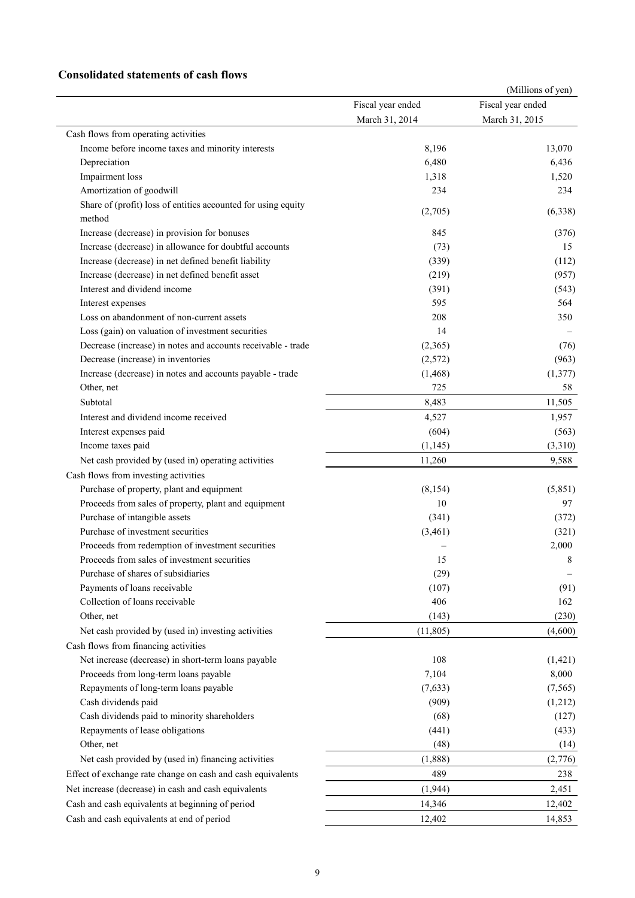## Consolidated statements of cash flows

(Millions of yen)

| | Fiscal year ended March 31, 2014 | Fiscal year ended March 31, 2015 |
|---|---|---|
| Cash flows from operating activities | | |
| Income before income taxes and minority interests | 8,196 | 13,070 |
| Depreciation | 6,480 | 6,436 |
| Impairment loss | 1,318 | 1,520 |
| Amortization of goodwill | 234 | 234 |
| Share of (profit) loss of entities accounted for using equity method | (2,705) | (6,338) |
| Increase (decrease) in provision for bonuses | 845 | (376) |
| Increase (decrease) in allowance for doubtful accounts | (73) | 15 |
| Increase (decrease) in net defined benefit liability | (339) | (112) |
| Increase (decrease) in net defined benefit asset | (219) | (957) |
| Interest and dividend income | (391) | (543) |
| Interest expenses | 595 | 564 |
| Loss on abandonment of non-current assets | 208 | 350 |
| Loss (gain) on valuation of investment securities | 14 | – |
| Decrease (increase) in notes and accounts receivable - trade | (2,365) | (76) |
| Decrease (increase) in inventories | (2,572) | (963) |
| Increase (decrease) in notes and accounts payable - trade | (1,468) | (1,377) |
| Other, net | 725 | 58 |
| Subtotal | 8,483 | 11,505 |
| Interest and dividend income received | 4,527 | 1,957 |
| Interest expenses paid | (604) | (563) |
| Income taxes paid | (1,145) | (3,310) |
| Net cash provided by (used in) operating activities | 11,260 | 9,588 |
| Cash flows from investing activities | | |
| Purchase of property, plant and equipment | (8,154) | (5,851) |
| Proceeds from sales of property, plant and equipment | 10 | 97 |
| Purchase of intangible assets | (341) | (372) |
| Purchase of investment securities | (3,461) | (321) |
| Proceeds from redemption of investment securities | – | 2,000 |
| Proceeds from sales of investment securities | 15 | 8 |
| Purchase of shares of subsidiaries | (29) | – |
| Payments of loans receivable | (107) | (91) |
| Collection of loans receivable | 406 | 162 |
| Other, net | (143) | (230) |
| Net cash provided by (used in) investing activities | (11,805) | (4,600) |
| Cash flows from financing activities | | |
| Net increase (decrease) in short-term loans payable | 108 | (1,421) |
| Proceeds from long-term loans payable | 7,104 | 8,000 |
| Repayments of long-term loans payable | (7,633) | (7,565) |
| Cash dividends paid | (909) | (1,212) |
| Cash dividends paid to minority shareholders | (68) | (127) |
| Repayments of lease obligations | (441) | (433) |
| Other, net | (48) | (14) |
| Net cash provided by (used in) financing activities | (1,888) | (2,776) |
| Effect of exchange rate change on cash and cash equivalents | 489 | 238 |
| Net increase (decrease) in cash and cash equivalents | (1,944) | 2,451 |
| Cash and cash equivalents at beginning of period | 14,346 | 12,402 |
| Cash and cash equivalents at end of period | 12,402 | 14,853 |